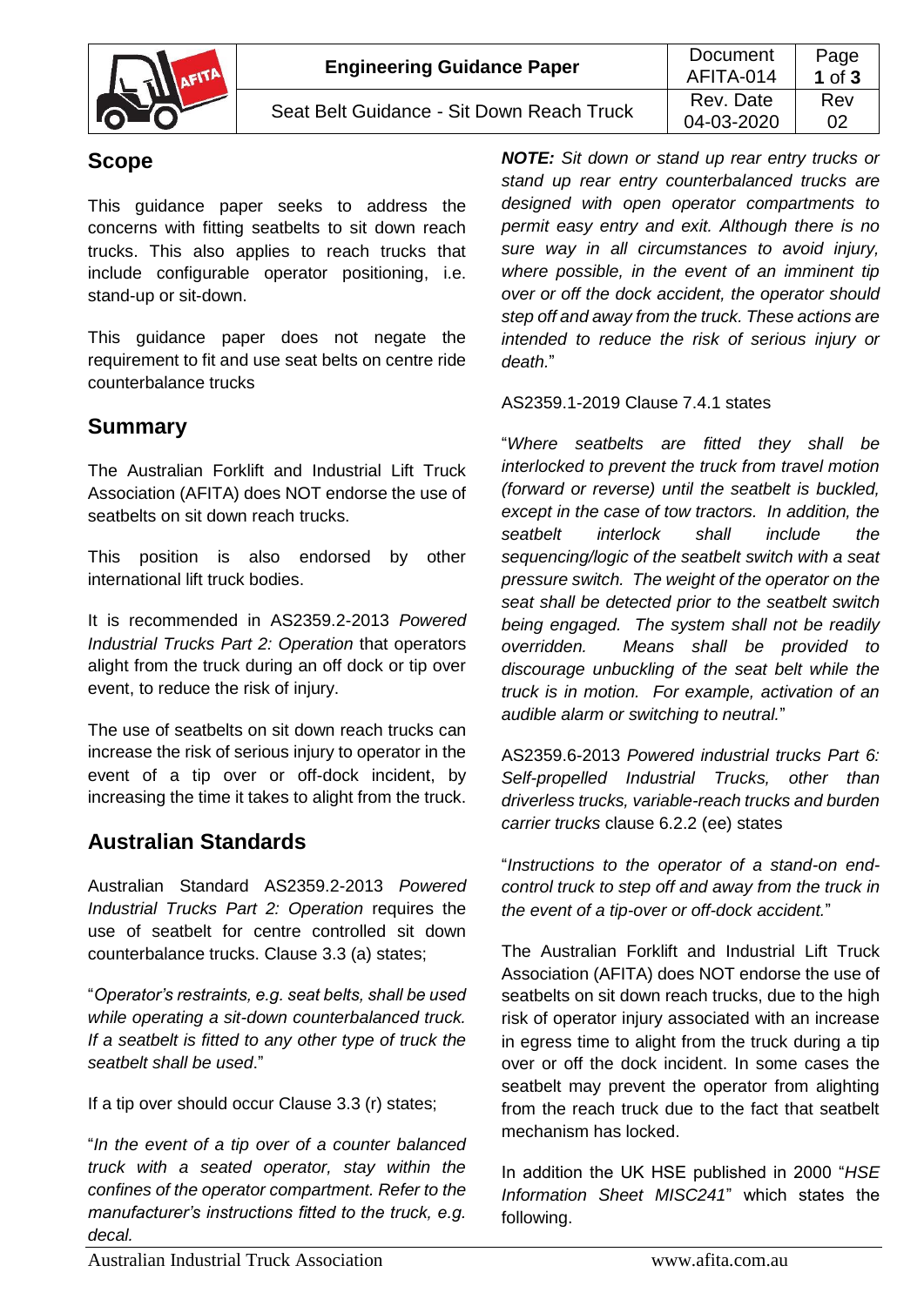| | Engineering Guidance Paper | Document AFITA-014 | Page **1** of **3** |
|---|---|---|---|
| | Seat Belt Guidance - Sit Down Reach Truck | Rev. Date 04-03-2020 | Rev 02 |

## Scope

This guidance paper seeks to address the concerns with fitting seatbelts to sit down reach trucks. This also applies to reach trucks that include configurable operator positioning, i.e. stand-up or sit-down.

This guidance paper does not negate the requirement to fit and use seat belts on centre ride counterbalance trucks

## Summary

The Australian Forklift and Industrial Lift Truck Association (AFITA) does NOT endorse the use of seatbelts on sit down reach trucks.

This position is also endorsed by other international lift truck bodies.

It is recommended in AS2359.2-2013 *Powered Industrial Trucks Part 2: Operation* that operators alight from the truck during an off dock or tip over event, to reduce the risk of injury.

The use of seatbelts on sit down reach trucks can increase the risk of serious injury to operator in the event of a tip over or off-dock incident, by increasing the time it takes to alight from the truck.

## Australian Standards

Australian Standard AS2359.2-2013 *Powered Industrial Trucks Part 2: Operation* requires the use of seatbelt for centre controlled sit down counterbalance trucks. Clause 3.3 (a) states;

"*Operator's restraints, e.g. seat belts, shall be used while operating a sit-down counterbalanced truck. If a seatbelt is fitted to any other type of truck the seatbelt shall be used*."

If a tip over should occur Clause 3.3 (r) states;

"*In the event of a tip over of a counter balanced truck with a seated operator, stay within the confines of the operator compartment. Refer to the manufacturer's instructions fitted to the truck, e.g. decal.*

***NOTE:*** *Sit down or stand up rear entry trucks or stand up rear entry counterbalanced trucks are designed with open operator compartments to permit easy entry and exit. Although there is no sure way in all circumstances to avoid injury, where possible, in the event of an imminent tip over or off the dock accident, the operator should step off and away from the truck. These actions are intended to reduce the risk of serious injury or death.*"

AS2359.1-2019 Clause 7.4.1 states

"*Where seatbelts are fitted they shall be interlocked to prevent the truck from travel motion (forward or reverse) until the seatbelt is buckled, except in the case of tow tractors. In addition, the seatbelt interlock shall include the sequencing/logic of the seatbelt switch with a seat pressure switch. The weight of the operator on the seat shall be detected prior to the seatbelt switch being engaged. The system shall not be readily overridden. Means shall be provided to discourage unbuckling of the seat belt while the truck is in motion. For example, activation of an audible alarm or switching to neutral.*"

AS2359.6-2013 *Powered industrial trucks Part 6: Self-propelled Industrial Trucks, other than driverless trucks, variable-reach trucks and burden carrier trucks* clause 6.2.2 (ee) states

"*Instructions to the operator of a stand-on end-control truck to step off and away from the truck in the event of a tip-over or off-dock accident.*"

The Australian Forklift and Industrial Lift Truck Association (AFITA) does NOT endorse the use of seatbelts on sit down reach trucks, due to the high risk of operator injury associated with an increase in egress time to alight from the truck during a tip over or off the dock incident. In some cases the seatbelt may prevent the operator from alighting from the reach truck due to the fact that seatbelt mechanism has locked.

In addition the UK HSE published in 2000 "*HSE Information Sheet MISC241*" which states the following.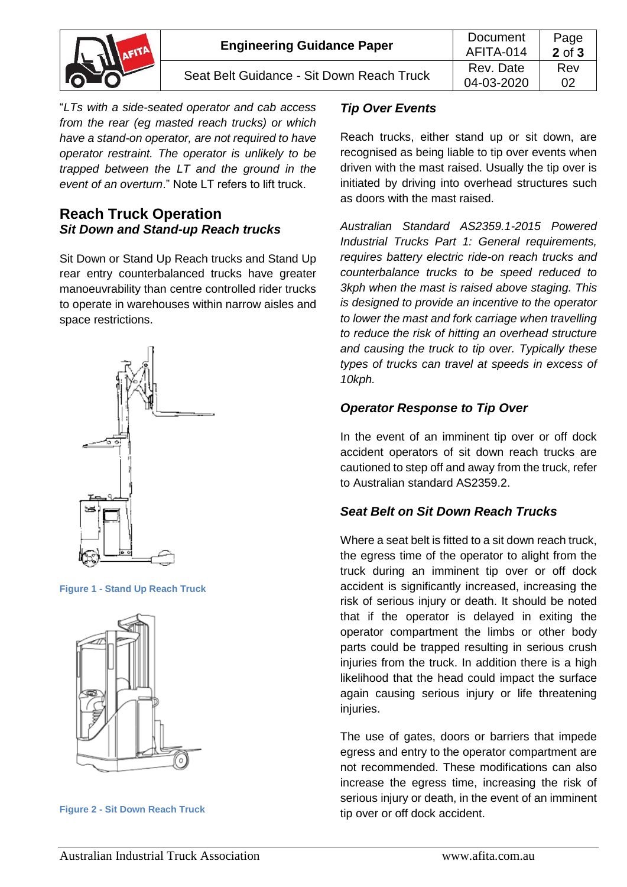"*LTs with a side-seated operator and cab access from the rear (eg masted reach trucks) or which have a stand-on operator, are not required to have operator restraint. The operator is unlikely to be trapped between the LT and the ground in the event of an overturn*." Note LT refers to lift truck.

## Reach Truck Operation

### *Sit Down and Stand-up Reach trucks*

Sit Down or Stand Up Reach trucks and Stand Up rear entry counterbalanced trucks have greater manoeuvrability than centre controlled rider trucks to operate in warehouses within narrow aisles and space restrictions.

**Figure 1 - Stand Up Reach Truck**

**Figure 2 - Sit Down Reach Truck**

### *Tip Over Events*

Reach trucks, either stand up or sit down, are recognised as being liable to tip over events when driven with the mast raised. Usually the tip over is initiated by driving into overhead structures such as doors with the mast raised.

*Australian Standard AS2359.1-2015 Powered Industrial Trucks Part 1: General requirements, requires battery electric ride-on reach trucks and counterbalance trucks to be speed reduced to 3kph when the mast is raised above staging. This is designed to provide an incentive to the operator to lower the mast and fork carriage when travelling to reduce the risk of hitting an overhead structure and causing the truck to tip over. Typically these types of trucks can travel at speeds in excess of 10kph.*

### *Operator Response to Tip Over*

In the event of an imminent tip over or off dock accident operators of sit down reach trucks are cautioned to step off and away from the truck, refer to Australian standard AS2359.2.

### *Seat Belt on Sit Down Reach Trucks*

Where a seat belt is fitted to a sit down reach truck, the egress time of the operator to alight from the truck during an imminent tip over or off dock accident is significantly increased, increasing the risk of serious injury or death. It should be noted that if the operator is delayed in exiting the operator compartment the limbs or other body parts could be trapped resulting in serious crush injuries from the truck. In addition there is a high likelihood that the head could impact the surface again causing serious injury or life threatening injuries.

The use of gates, doors or barriers that impede egress and entry to the operator compartment are not recommended. These modifications can also increase the egress time, increasing the risk of serious injury or death, in the event of an imminent tip over or off dock accident.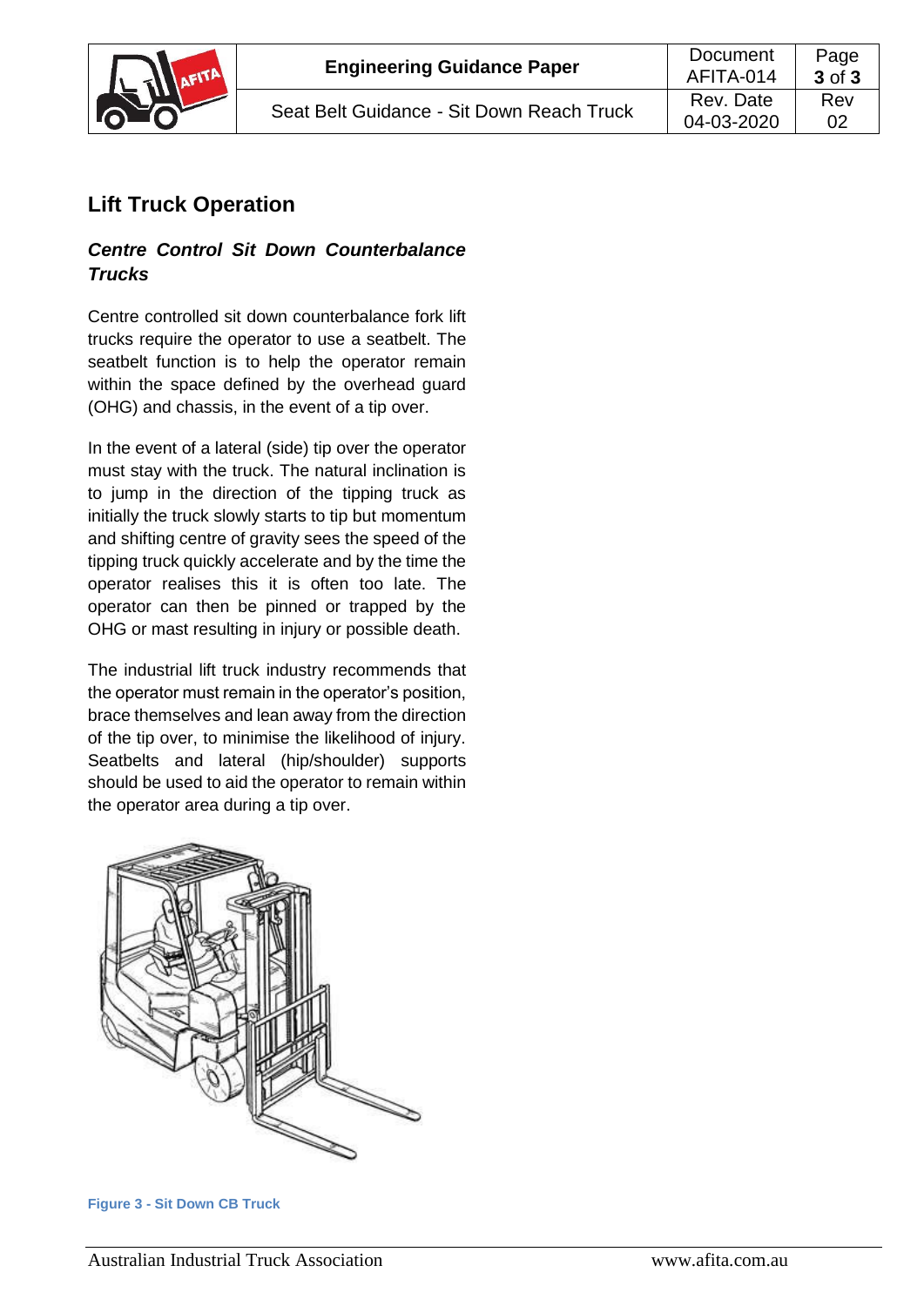## Lift Truck Operation

### *Centre Control Sit Down Counterbalance Trucks*

Centre controlled sit down counterbalance fork lift trucks require the operator to use a seatbelt. The seatbelt function is to help the operator remain within the space defined by the overhead guard (OHG) and chassis, in the event of a tip over.

In the event of a lateral (side) tip over the operator must stay with the truck. The natural inclination is to jump in the direction of the tipping truck as initially the truck slowly starts to tip but momentum and shifting centre of gravity sees the speed of the tipping truck quickly accelerate and by the time the operator realises this it is often too late. The operator can then be pinned or trapped by the OHG or mast resulting in injury or possible death.

The industrial lift truck industry recommends that the operator must remain in the operator's position, brace themselves and lean away from the direction of the tip over, to minimise the likelihood of injury. Seatbelts and lateral (hip/shoulder) supports should be used to aid the operator to remain within the operator area during a tip over.

Figure 3 - Sit Down CB Truck